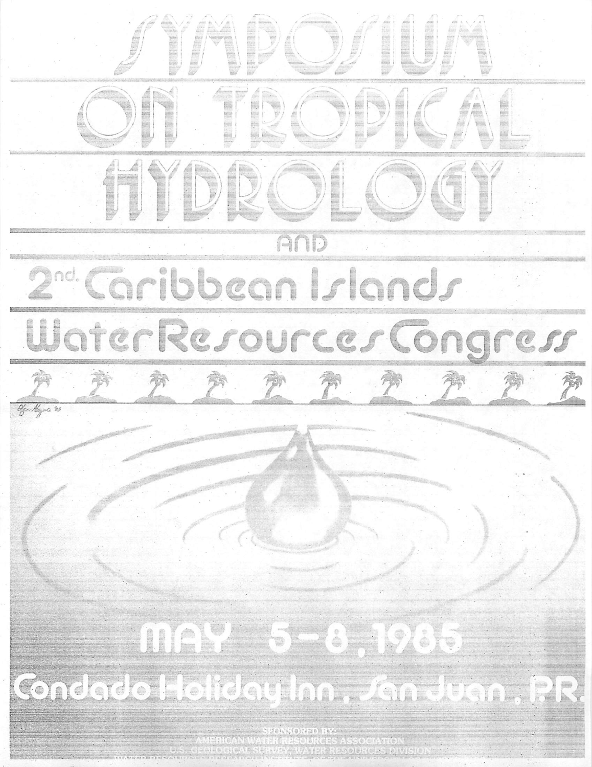# SYMPOSIUM ON TROPICAL HYDROLOGY

AND

# 2nd. Caribbean Islands Water Resources Congress

MAY 5-8, 1985

Condado Holiday Inn, San Juan, P.R.

SPONSORED BY:
AMERICAN WATER RESOURCES ASSOCIATION
U.S. GEOLOGICAL SURVEY, WATER RESOURCES DIVISION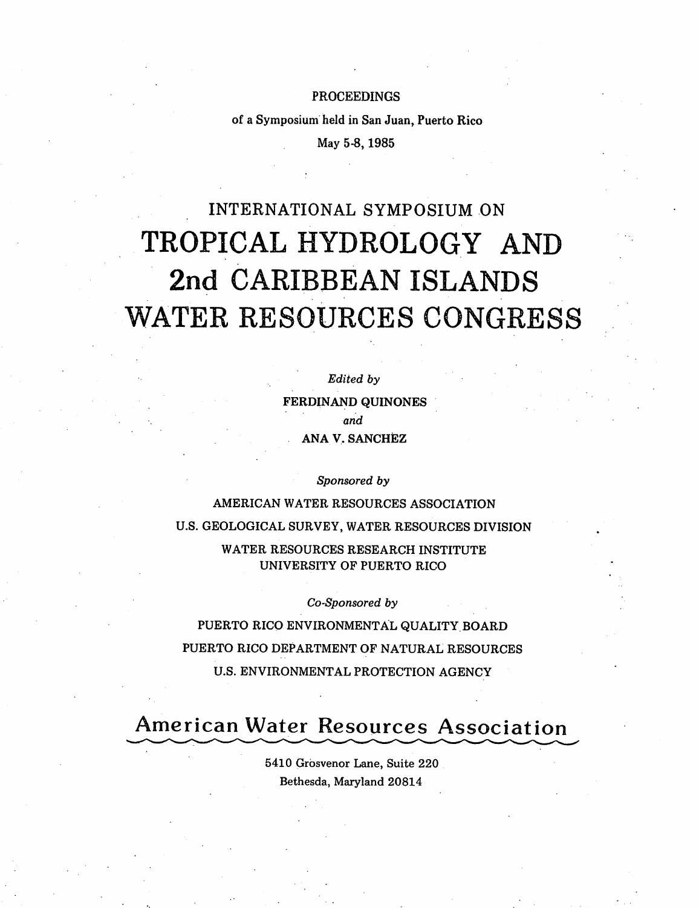PROCEEDINGS

of a Symposium held in San Juan, Puerto Rico

May 5-8, 1985

# INTERNATIONAL SYMPOSIUM ON TROPICAL HYDROLOGY AND 2nd CARIBBEAN ISLANDS WATER RESOURCES CONGRESS

*Edited by*

FERDINAND QUINONES

*and*

ANA V. SANCHEZ

*Sponsored by*

AMERICAN WATER RESOURCES ASSOCIATION

U.S. GEOLOGICAL SURVEY, WATER RESOURCES DIVISION

WATER RESOURCES RESEARCH INSTITUTE
UNIVERSITY OF PUERTO RICO

*Co-Sponsored by*

PUERTO RICO ENVIRONMENTAL QUALITY BOARD

PUERTO RICO DEPARTMENT OF NATURAL RESOURCES

U.S. ENVIRONMENTAL PROTECTION AGENCY

## American Water Resources Association

5410 Grosvenor Lane, Suite 220

Bethesda, Maryland 20814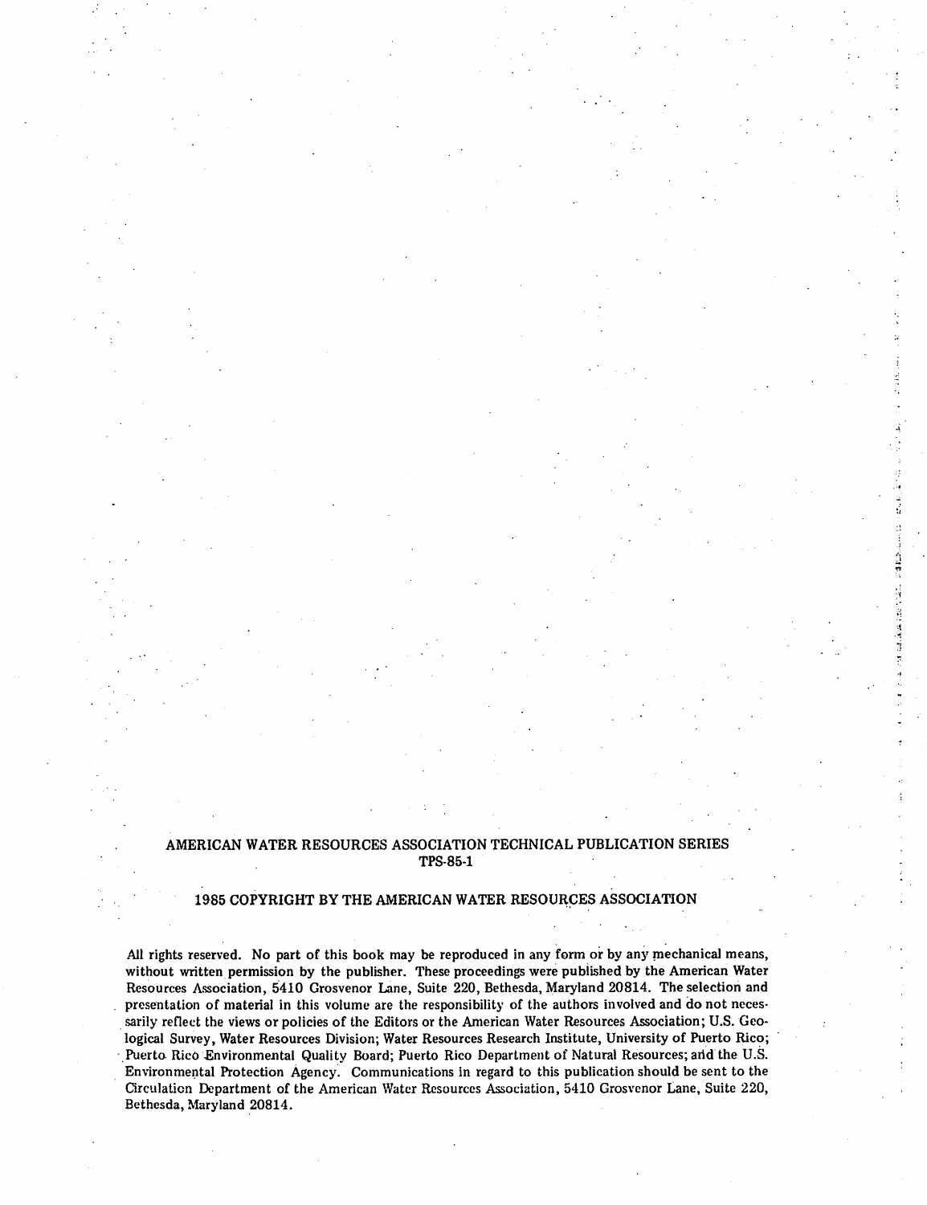AMERICAN WATER RESOURCES ASSOCIATION TECHNICAL PUBLICATION SERIES
TPS-85-1

1985 COPYRIGHT BY THE AMERICAN WATER RESOURCES ASSOCIATION

All rights reserved. No part of this book may be reproduced in any form or by any mechanical means, without written permission by the publisher. These proceedings were published by the American Water Resources Association, 5410 Grosvenor Lane, Suite 220, Bethesda, Maryland 20814. The selection and presentation of material in this volume are the responsibility of the authors involved and do not necessarily reflect the views or policies of the Editors or the American Water Resources Association; U.S. Geological Survey, Water Resources Division; Water Resources Research Institute, University of Puerto Rico; Puerto Rico Environmental Quality Board; Puerto Rico Department of Natural Resources; and the U.S. Environmental Protection Agency. Communications in regard to this publication should be sent to the Circulation Department of the American Water Resources Association, 5410 Grosvenor Lane, Suite 220, Bethesda, Maryland 20814.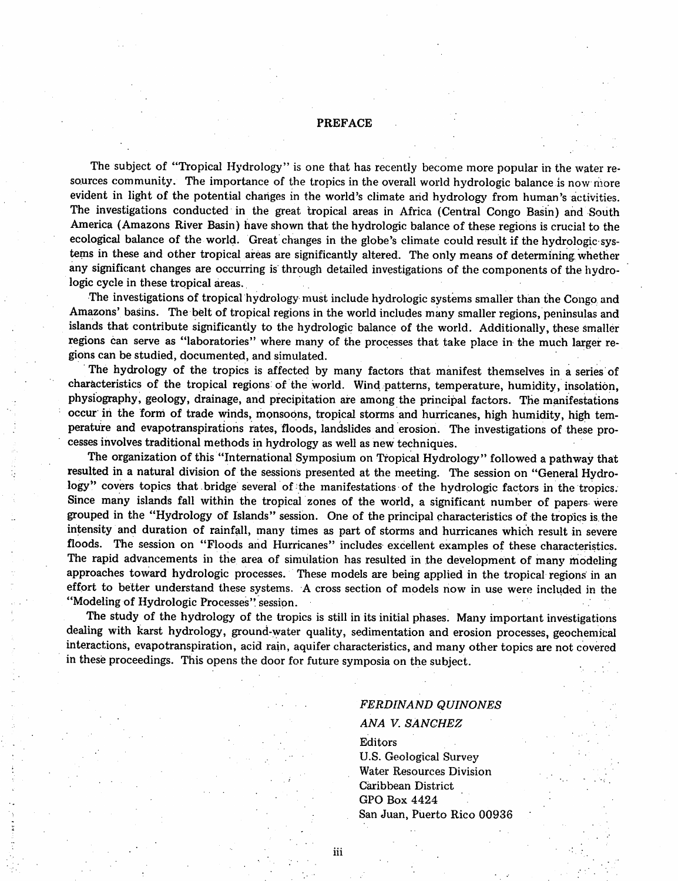# PREFACE

The subject of "Tropical Hydrology" is one that has recently become more popular in the water resources community. The importance of the tropics in the overall world hydrologic balance is now more evident in light of the potential changes in the world's climate and hydrology from human's activities. The investigations conducted in the great tropical areas in Africa (Central Congo Basin) and South America (Amazons River Basin) have shown that the hydrologic balance of these regions is crucial to the ecological balance of the world. Great changes in the globe's climate could result if the hydrologic systems in these and other tropical areas are significantly altered. The only means of determining whether any significant changes are occurring is through detailed investigations of the components of the hydrologic cycle in these tropical areas.

The investigations of tropical hydrology must include hydrologic systems smaller than the Congo and Amazons' basins. The belt of tropical regions in the world includes many smaller regions, peninsulas and islands that contribute significantly to the hydrologic balance of the world. Additionally, these smaller regions can serve as "laboratories" where many of the processes that take place in the much larger regions can be studied, documented, and simulated.

The hydrology of the tropics is affected by many factors that manifest themselves in a series of characteristics of the tropical regions of the world. Wind patterns, temperature, humidity, insolation, physiography, geology, drainage, and precipitation are among the principal factors. The manifestations occur in the form of trade winds, monsoons, tropical storms and hurricanes, high humidity, high temperature and evapotranspirations rates, floods, landslides and erosion. The investigations of these processes involves traditional methods in hydrology as well as new techniques.

The organization of this "International Symposium on Tropical Hydrology" followed a pathway that resulted in a natural division of the sessions presented at the meeting. The session on "General Hydrology" covers topics that bridge several of the manifestations of the hydrologic factors in the tropics. Since many islands fall within the tropical zones of the world, a significant number of papers were grouped in the "Hydrology of Islands" session. One of the principal characteristics of the tropics is the intensity and duration of rainfall, many times as part of storms and hurricanes which result in severe floods. The session on "Floods and Hurricanes" includes excellent examples of these characteristics. The rapid advancements in the area of simulation has resulted in the development of many modeling approaches toward hydrologic processes. These models are being applied in the tropical regions in an effort to better understand these systems. A cross section of models now in use were included in the "Modeling of Hydrologic Processes" session.

The study of the hydrology of the tropics is still in its initial phases. Many important investigations dealing with karst hydrology, ground-water quality, sedimentation and erosion processes, geochemical interactions, evapotranspiration, acid rain, aquifer characteristics, and many other topics are not covered in these proceedings. This opens the door for future symposia on the subject.

*FERDINAND QUINONES*  
*ANA V. SANCHEZ*  
Editors  
U.S. Geological Survey  
Water Resources Division  
Caribbean District  
GPO Box 4424  
San Juan, Puerto Rico 00936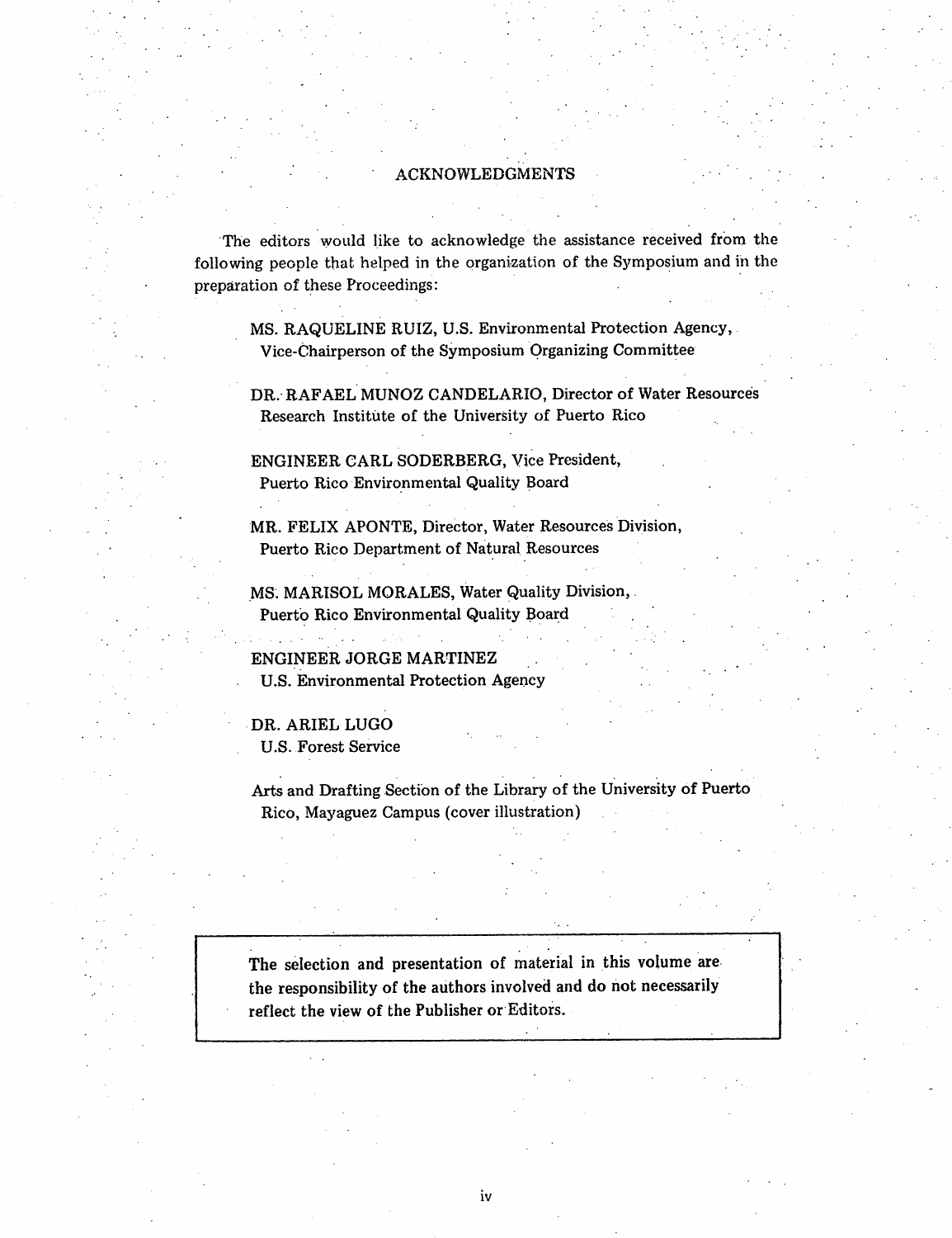# ACKNOWLEDGMENTS

The editors would like to acknowledge the assistance received from the following people that helped in the organization of the Symposium and in the preparation of these Proceedings:

MS. RAQUELINE RUIZ, U.S. Environmental Protection Agency, Vice-Chairperson of the Symposium Organizing Committee

DR. RAFAEL MUNOZ CANDELARIO, Director of Water Resources Research Institute of the University of Puerto Rico

ENGINEER CARL SODERBERG, Vice President, Puerto Rico Environmental Quality Board

MR. FELIX APONTE, Director, Water Resources Division, Puerto Rico Department of Natural Resources

MS. MARISOL MORALES, Water Quality Division, Puerto Rico Environmental Quality Board

ENGINEER JORGE MARTINEZ
U.S. Environmental Protection Agency

DR. ARIEL LUGO
U.S. Forest Service

Arts and Drafting Section of the Library of the University of Puerto Rico, Mayaguez Campus (cover illustration)

**The selection and presentation of material in this volume are the responsibility of the authors involved and do not necessarily reflect the view of the Publisher or Editors.**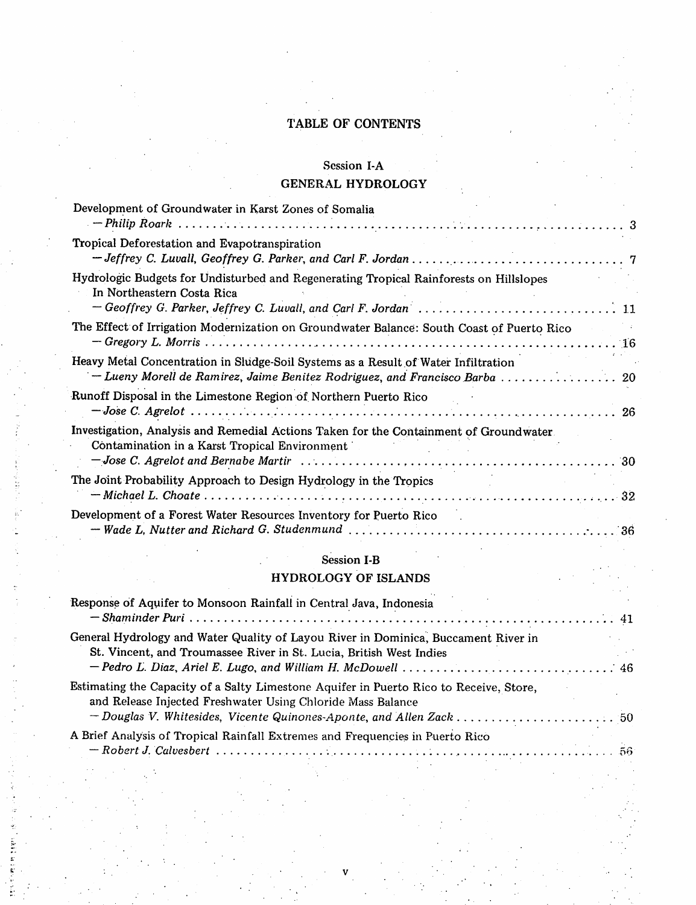# TABLE OF CONTENTS

## Session I-A

## GENERAL HYDROLOGY

Development of Groundwater in Karst Zones of Somalia
— *Philip Roark* ........................................................ 3

Tropical Deforestation and Evapotranspiration
— *Jeffrey C. Luvall, Geoffrey G. Parker, and Carl F. Jordan* ........................................................ 7

Hydrologic Budgets for Undisturbed and Regenerating Tropical Rainforests on Hillslopes In Northeastern Costa Rica
— *Geoffrey G. Parker, Jeffrey C. Luvall, and Carl F. Jordan* ........................................................ 11

The Effect of Irrigation Modernization on Groundwater Balance: South Coast of Puerto Rico
— *Gregory L. Morris* ........................................................ 16

Heavy Metal Concentration in Sludge-Soil Systems as a Result of Water Infiltration
— *Lueny Morell de Ramirez, Jaime Benitez Rodriguez, and Francisco Barba* ........................................................ 20

Runoff Disposal in the Limestone Region of Northern Puerto Rico
— *Jose C. Agrelot* ........................................................ 26

Investigation, Analysis and Remedial Actions Taken for the Containment of Groundwater Contamination in a Karst Tropical Environment
— *Jose C. Agrelot and Bernabe Martir* ........................................................ 30

The Joint Probability Approach to Design Hydrology in the Tropics
— *Michael L. Choate* ........................................................ 32

Development of a Forest Water Resources Inventory for Puerto Rico
— *Wade L. Nutter and Richard G. Studenmund* ........................................................ 36

## Session I-B

## HYDROLOGY OF ISLANDS

Response of Aquifer to Monsoon Rainfall in Central Java, Indonesia
— *Shaminder Puri* ........................................................ 41

General Hydrology and Water Quality of Layou River in Dominica, Buccament River in St. Vincent, and Troumassee River in St. Lucia, British West Indies
— *Pedro L. Diaz, Ariel E. Lugo, and William H. McDowell* ........................................................ 46

Estimating the Capacity of a Salty Limestone Aquifer in Puerto Rico to Receive, Store, and Release Injected Freshwater Using Chloride Mass Balance
— *Douglas V. Whitesides, Vicente Quinones-Aponte, and Allen Zack* ........................................................ 50

A Brief Analysis of Tropical Rainfall Extremes and Frequencies in Puerto Rico
— *Robert J. Calvesbert* ........................................................ 56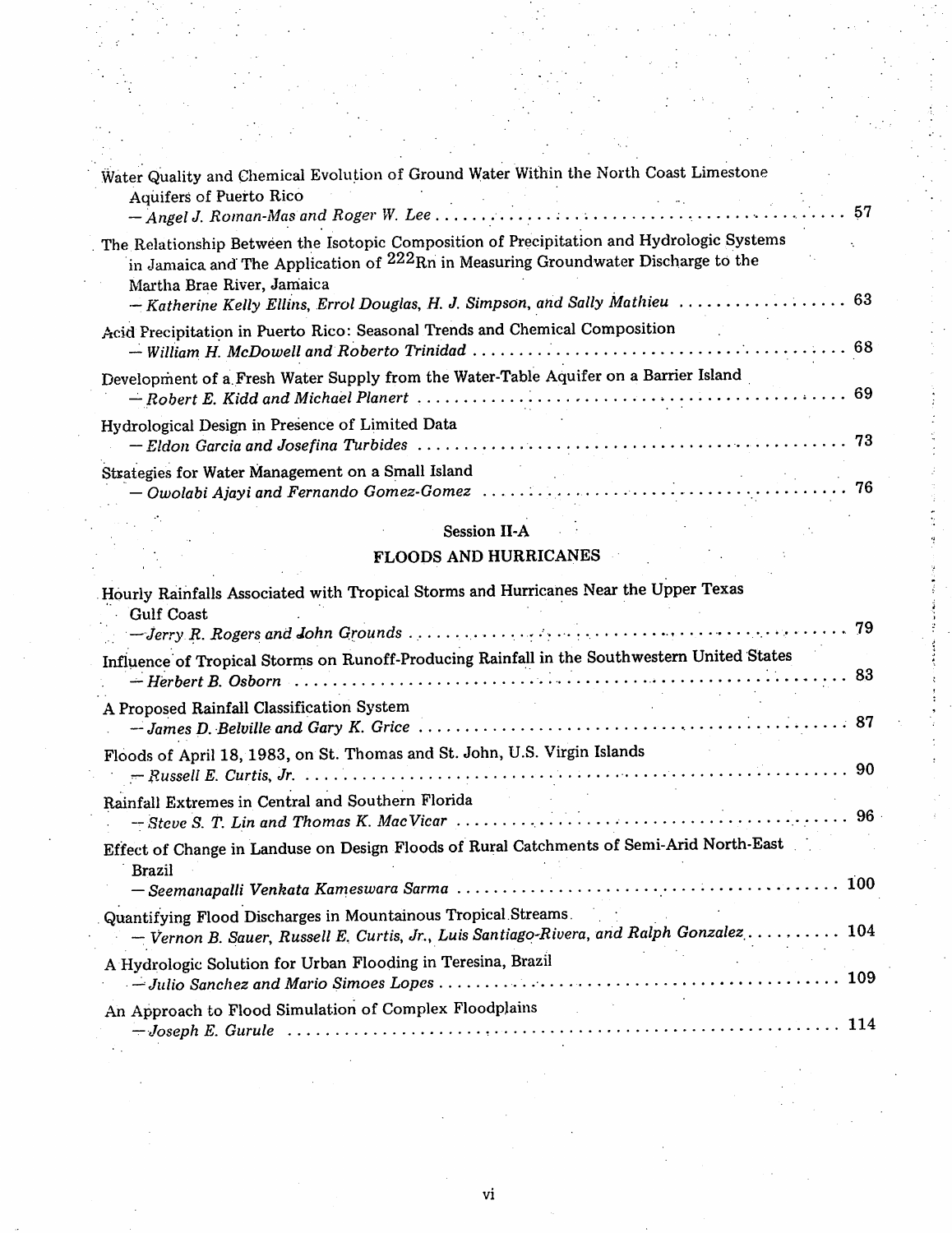Water Quality and Chemical Evolution of Ground Water Within the North Coast Limestone Aquifers of Puerto Rico
— *Angel J. Roman-Mas and Roger W. Lee* ..... 57

The Relationship Between the Isotopic Composition of Precipitation and Hydrologic Systems in Jamaica and The Application of $^{222}Rn$ in Measuring Groundwater Discharge to the Martha Brae River, Jamaica
— *Katherine Kelly Ellins, Errol Douglas, H. J. Simpson, and Sally Mathieu* ..... 63

Acid Precipitation in Puerto Rico: Seasonal Trends and Chemical Composition
— *William H. McDowell and Roberto Trinidad* ..... 68

Development of a Fresh Water Supply from the Water-Table Aquifer on a Barrier Island
— *Robert E. Kidd and Michael Planert* ..... 69

Hydrological Design in Presence of Limited Data
— *Eldon Garcia and Josefina Turbides* ..... 73

Strategies for Water Management on a Small Island
— *Owolabi Ajayi and Fernando Gomez-Gomez* ..... 76

## Session II-A

## FLOODS AND HURRICANES

Hourly Rainfalls Associated with Tropical Storms and Hurricanes Near the Upper Texas Gulf Coast
— *Jerry R. Rogers and John Grounds* ..... 79

Influence of Tropical Storms on Runoff-Producing Rainfall in the Southwestern United States
— *Herbert B. Osborn* ..... 83

A Proposed Rainfall Classification System
— *James D. Belville and Gary K. Grice* ..... 87

Floods of April 18, 1983, on St. Thomas and St. John, U.S. Virgin Islands
— *Russell E. Curtis, Jr.* ..... 90

Rainfall Extremes in Central and Southern Florida
— *Steve S. T. Lin and Thomas K. MacVicar* ..... 96

Effect of Change in Landuse on Design Floods of Rural Catchments of Semi-Arid North-East Brazil
— *Seemanapalli Venkata Kameswara Sarma* ..... 100

Quantifying Flood Discharges in Mountainous Tropical Streams
— *Vernon B. Sauer, Russell E. Curtis, Jr., Luis Santiago-Rivera, and Ralph Gonzalez* ..... 104

A Hydrologic Solution for Urban Flooding in Teresina, Brazil
— *Julio Sanchez and Mario Simoes Lopes* ..... 109

An Approach to Flood Simulation of Complex Floodplains
— *Joseph E. Gurule* ..... 114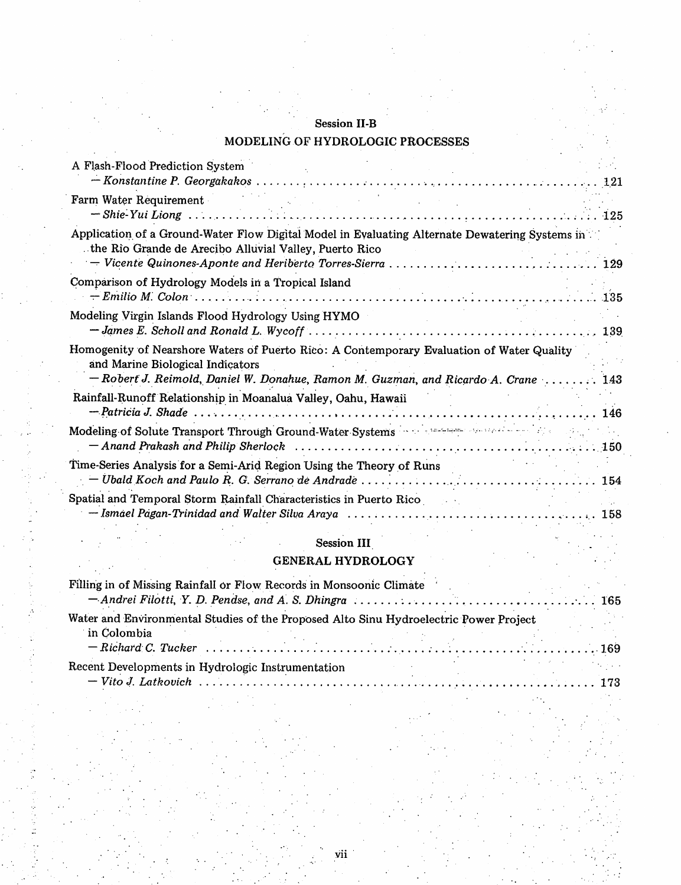## Session II-B

## MODELING OF HYDROLOGIC PROCESSES

A Flash-Flood Prediction System
— *Konstantine P. Georgakakos* ........ 121

Farm Water Requirement
— *Shie-Yui Liong* ........ 125

Application of a Ground-Water Flow Digital Model in Evaluating Alternate Dewatering Systems in the Río Grande de Arecibo Alluvial Valley, Puerto Rico
— *Vicente Quinones-Aponte and Heriberto Torres-Sierra* ........ 129

Comparison of Hydrology Models in a Tropical Island
— *Emilio M. Colon* ........ 135

Modeling Virgin Islands Flood Hydrology Using HYMO
— *James E. Scholl and Ronald L. Wycoff* ........ 139

Homogenity of Nearshore Waters of Puerto Rico: A Contemporary Evaluation of Water Quality and Marine Biological Indicators
— *Robert J. Reimold, Daniel W. Donahue, Ramon M. Guzman, and Ricardo A. Crane* ........ 143

Rainfall-Runoff Relationship in Moanalua Valley, Oahu, Hawaii
— *Patricia J. Shade* ........ 146

Modeling of Solute Transport Through Ground-Water Systems
— *Anand Prakash and Philip Sherlock* ........ 150

Time-Series Analysis for a Semi-Arid Region Using the Theory of Runs
— *Ubald Koch and Paulo R. G. Serrano de Andrade* ........ 154

Spatial and Temporal Storm Rainfall Characteristics in Puerto Rico
— *Ismael Pagan-Trinidad and Walter Silva Araya* ........ 158

## Session III

## GENERAL HYDROLOGY

Filling in of Missing Rainfall or Flow Records in Monsoonic Climate
— *Andrei Filotti, Y. D. Pendse, and A. S. Dhingra* ........ 165

Water and Environmental Studies of the Proposed Alto Sinu Hydroelectric Power Project in Colombia
— *Richard C. Tucker* ........ 169

Recent Developments in Hydrologic Instrumentation
— *Vito J. Latkovich* ........ 173